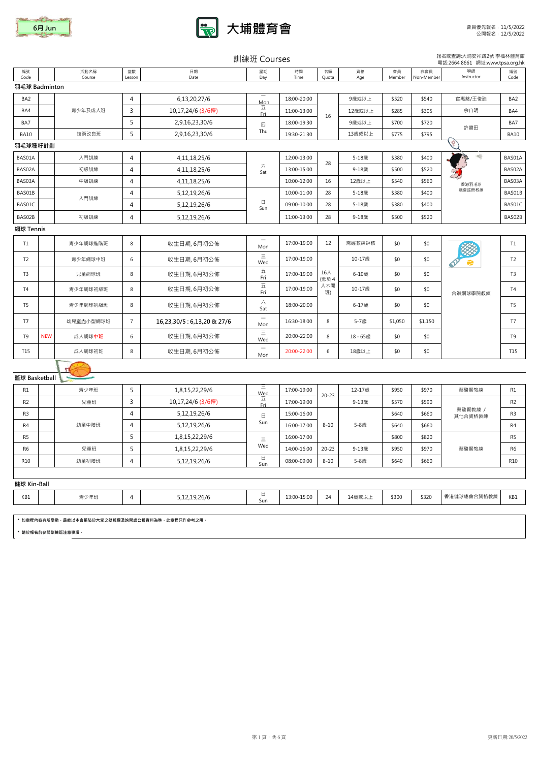6月 Jun

# 大埔體育會

會員優先報名：11/5/2022
公開報名：12/5/2022

## 訓練班 Courses

報名或查詢:大埔安祥路2號 李福林體育館
電話:2664 8661 網址:www.tpsa.org.hk

| 編號 Code | | 活動名稱 Course | 堂數 Lesson | 日期 Date | 星期 Day | 時間 Time | 名額 Quota | 資格 Age | 會員 Member | 非會員 Non-Member | 導師 Instructor | 編號 Code |
|---|---|---|---|---|---|---|---|---|---|---|---|---|
| **羽毛球 Badminton** | | | | | | | | | | | | |
| BA2 | | 青少年及成人班 | 4 | 6,13,20,27/6 | 一 Mon | 18:00-20:00 | 16 | 9歲或以上 | $520 | $540 | 官惠慈/王俊廸 | BA2 |
| BA4 | | 青少年及成人班 | 3 | 10,17,24/6 (3/6停) | 五 Fri | 11:00-13:00 | 16 | 12歲或以上 | $285 | $305 | 余自明 | BA4 |
| BA7 | | 青少年及成人班 | 5 | 2,9,16,23,30/6 | 四 Thu | 18:00-19:30 | 16 | 9歲或以上 | $700 | $720 | 許寶田 | BA7 |
| BA10 | | 技術改良班 | 5 | 2,9,16,23,30/6 | 四 Thu | 19:30-21:30 | 16 | 13歲或以上 | $775 | $795 | 許寶田 | BA10 |
| **羽毛球種籽計劃** | | | | | | | | | | | | |
| BAS01A | | 入門訓練 | 4 | 4,11,18,25/6 | 六 Sat | 12:00-13:00 | 28 | 5-18歲 | $380 | $400 | 香港羽毛球總會註冊教練 | BAS01A |
| BAS02A | | 初級訓練 | 4 | 4,11,18,25/6 | 六 Sat | 13:00-15:00 | 28 | 9-18歲 | $500 | $520 | 香港羽毛球總會註冊教練 | BAS02A |
| BAS03A | | 中級訓練 | 4 | 4,11,18,25/6 | 六 Sat | 10:00-12:00 | 16 | 12歲以上 | $540 | $560 | 香港羽毛球總會註冊教練 | BAS03A |
| BAS01B | | 入門訓練 | 4 | 5,12,19,26/6 | 日 Sun | 10:00-11:00 | 28 | 5-18歲 | $380 | $400 | 香港羽毛球總會註冊教練 | BAS01B |
| BAS01C | | 入門訓練 | 4 | 5,12,19,26/6 | 日 Sun | 09:00-10:00 | 28 | 5-18歲 | $380 | $400 | 香港羽毛球總會註冊教練 | BAS01C |
| BAS02B | | 初級訓練 | 4 | 5,12,19,26/6 | 日 Sun | 11:00-13:00 | 28 | 9-18歲 | $500 | $520 | 香港羽毛球總會註冊教練 | BAS02B |
| **網球 Tennis** | | | | | | | | | | | | |
| T1 | | 青少年網球進階班 | 8 | 收生日期, 6月初公佈 | 一 Mon | 17:00-19:00 | 12 | 需經教練評核 | $0 | $0 | 合辦網球學院教練 | T1 |
| T2 | | 青少年網球中班 | 6 | 收生日期, 6月初公佈 | 三 Wed | 17:00-19:00 | 16人 (低於4人不開班) | 10-17歲 | $0 | $0 | 合辦網球學院教練 | T2 |
| T3 | | 兒童網球班 | 8 | 收生日期, 6月初公佈 | 五 Fri | 17:00-19:00 | 16人 (低於4人不開班) | 6-10歲 | $0 | $0 | 合辦網球學院教練 | T3 |
| T4 | | 青少年網球初級班 | 8 | 收生日期, 6月初公佈 | 五 Fri | 17:00-19:00 | 16人 (低於4人不開班) | 10-17歲 | $0 | $0 | 合辦網球學院教練 | T4 |
| T5 | | 青少年網球初級班 | 8 | 收生日期, 6月初公佈 | 六 Sat | 18:00-20:00 | 16人 (低於4人不開班) | 6-17歲 | $0 | $0 | 合辦網球學院教練 | T5 |
| T7 | | 幼兒室內小型網球班 | 7 | 16,23,30/5 : 6,13,20 & 27/6 | 一 Mon | 16:30-18:00 | 8 | 5-7歲 | $1,050 | $1,150 | 合辦網球學院教練 | T7 |
| T9 | NEW | 成人網球中班 | 6 | 收生日期, 6月初公佈 | 三 Wed | 20:00-22:00 | 8 | 18 - 65歲 | $0 | $0 | 合辦網球學院教練 | T9 |
| T15 | | 成人網球初班 | 8 | 收生日期, 6月初公佈 | 一 Mon | 20:00-22:00 | 6 | 18歲以上 | $0 | $0 | 合辦網球學院教練 | T15 |
| **籃球 Basketball** | | | | | | | | | | | | |
| R1 | | 青少年班 | 5 | 1,8,15,22,29/6 | 三 Wed | 17:00-19:00 | 20-23 | 12-17歲 | $950 | $970 | 蔡駿賢教練 | R1 |
| R2 | | 兒童班 | 3 | 10,17,24/6 (3/6停) | 五 Fri | 17:00-19:00 | 20-23 | 9-13歲 | $570 | $590 | 蔡駿賢教練 / 其他合資格教練 | R2 |
| R3 | | 幼童中階班 | 4 | 5,12,19,26/6 | 日 Sun | 15:00-16:00 | 8-10 | 5-8歲 | $640 | $660 | 蔡駿賢教練 / 其他合資格教練 | R3 |
| R4 | | 幼童中階班 | 4 | 5,12,19,26/6 | 日 Sun | 16:00-17:00 | 8-10 | 5-8歲 | $640 | $660 | 蔡駿賢教練 / 其他合資格教練 | R4 |
| R5 | | 幼童中階班 | 5 | 1,8,15,22,29/6 | 三 Wed | 16:00-17:00 | 8-10 | 5-8歲 | $800 | $820 | 蔡駿賢教練 | R5 |
| R6 | | 兒童班 | 5 | 1,8,15,22,29/6 | 三 Wed | 14:00-16:00 | 20-23 | 9-13歲 | $950 | $970 | 蔡駿賢教練 | R6 |
| R10 | | 幼童初階班 | 4 | 5,12,19,26/6 | 日 Sun | 08:00-09:00 | 8-10 | 5-8歲 | $640 | $660 | 蔡駿賢教練 | R10 |
| **健球 Kin-Ball** | | | | | | | | | | | | |
| KB1 | | 青少年班 | 4 | 5,12,19,26/6 | 日 Sun | 13:00-15:00 | 24 | 14歲或以上 | $300 | $320 | 香港健球總會合資格教練 | KB1 |

\* 如章程內容有所變動，最終以本會張貼於大堂之壁報欄及詢問處公報資料為準，此章程只作參考之用。

\* 請於報名前參閱訓練班注意事項。

更新日期:20/5/2022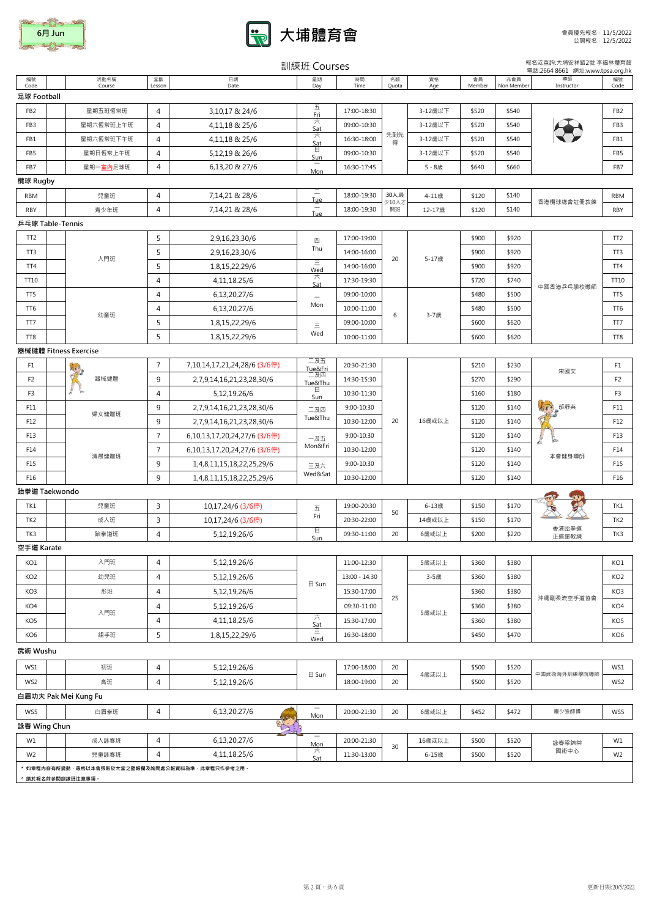6月 Jun

# 大埔體育會

會員優先報名：11/5/2022
公開報名：12/5/2022

## 訓練班 Courses

報名或查詢:大埔安祥路2號 李福林體育館
電話:2664 8661 網址:www.tpsa.org.hk

| 編號 Code | | 活動名稱 Course | 堂數 Lesson | 日期 Date | 星期 Day | 時間 Time | 名額 Quota | 資格 Age | 會員 Member | 非會員 Non Member | 導師 Instructor | 編號 Code |
|---|---|---|---|---|---|---|---|---|---|---|---|---|
| **足球 Football** | | | | | | | | | | | | |
| FB2 | | 星期五班恆常班 | 4 | 3,10,17 & 24/6 | 五 Fri | 17:00-18:30 | 先到先得 | 3-12歲以下 | $520 | $540 | | FB2 |
| FB3 | | 星期六恆常班上午班 | 4 | 4,11,18 & 25/6 | 六 Sat | 09:00-10:30 | | 3-12歲以下 | $520 | $540 | | FB3 |
| FB1 | | 星期六恆常班下午班 | 4 | 4,11,18 & 25/6 | 六 Sat | 16:30-18:00 | | 3-12歲以下 | $520 | $540 | | FB1 |
| FB5 | | 星期日恆常上午班 | 4 | 5,12,19 & 26/6 | 日 Sun | 09:00-10:30 | | 3-12歲以下 | $520 | $540 | | FB5 |
| FB7 | | 星期一室內足球班 | 4 | 6,13,20 & 27/6 | 一 Mon | 16:30-17:45 | | 5 - 8歲 | $640 | $660 | | FB7 |
| **欖球 Rugby** | | | | | | | | | | | | |
| RBM | | 兒童班 | 4 | 7,14,21 & 28/6 | 二 Tue | 18:00-19:30 | 30人,最少10人才開班 | 4-11歲 | $120 | $140 | 香港欖球總會註冊教練 | RBM |
| RBY | | 青少年班 | 4 | 7,14,21 & 28/6 | 二 Tue | 18:00-19:30 | | 12-17歲 | $120 | $140 | | RBY |
| **乒乓球 Table-Tennis** | | | | | | | | | | | | |
| TT2 | | 入門班 | 5 | 2,9,16,23,30/6 | 四 Thu | 17:00-19:00 | 20 | 5-17歲 | $900 | $920 | 中國香港乒乓學校導師 | TT2 |
| TT3 | | | 5 | 2,9,16,23,30/6 | | 14:00-16:00 | | | $900 | $920 | | TT3 |
| TT4 | | | 5 | 1,8,15,22,29/6 | 三 Wed | 14:00-16:00 | | | $900 | $920 | | TT4 |
| TT10 | | | 4 | 4,11,18,25/6 | 六 Sat | 17:30-19:30 | | | $720 | $740 | | TT10 |
| TT5 | | 幼童班 | 4 | 6,13,20,27/6 | 一 Mon | 09:00-10:00 | 6 | 3-7歲 | $480 | $500 | | TT5 |
| TT6 | | | 4 | 6,13,20,27/6 | | 10:00-11:00 | | | $480 | $500 | | TT6 |
| TT7 | | | 5 | 1,8,15,22,29/6 | 三 Wed | 09:00-10:00 | | | $600 | $620 | | TT7 |
| TT8 | | | 5 | 1,8,15,22,29/6 | | 10:00-11:00 | | | $600 | $620 | | TT8 |
| **器械健體 Fitness Exercise** | | | | | | | | | | | | |
| F1 | | 器械健體 | 7 | 7,10,14,17,21,24,28/6 (3/6停) | 二及五 Tue&Fri | 20:30-21:30 | 20 | 16歲或以上 | $210 | $230 | 宋國文 | F1 |
| F2 | | | 9 | 2,7,9,14,16,21,23,28,30/6 | 二及四 Tue&Thu | 14:30-15:30 | | | $270 | $290 | | F2 |
| F3 | | | 4 | 5,12,19,26/6 | 日 Sun | 10:30-11:30 | | | $160 | $180 | 郁靜英 | F3 |
| F11 | | 婦女健體班 | 9 | 2,7,9,14,16,21,23,28,30/6 | 二及四 Tue&Thu | 9:00-10:30 | | | $120 | $140 | | F11 |
| F12 | | | 9 | 2,7,9,14,16,21,23,28,30/6 | | 10:30-12:00 | | | $120 | $140 | | F12 |
| F13 | | 清晨健體班 | 7 | 6,10,13,17,20,24,27/6 (3/6停) | 一及五 Mon&Fri | 9:00-10:30 | | | $120 | $140 | 本會健身導師 | F13 |
| F14 | | | 7 | 6,10,13,17,20,24,27/6 (3/6停) | | 10:30-12:00 | | | $120 | $140 | | F14 |
| F15 | | | 9 | 1,4,8,11,15,18,22,25,29/6 | 三及六 Wed&Sat | 9:00-10:30 | | | $120 | $140 | | F15 |
| F16 | | | 9 | 1,4,8,11,15,18,22,25,29/6 | | 10:30-12:00 | | | $120 | $140 | | F16 |
| **跆拳道 Taekwondo** | | | | | | | | | | | | |
| TK1 | | 兒童班 | 3 | 10,17,24/6 (3/6停) | 五 Fri | 19:00-20:30 | 50 | 6-13歲 | $150 | $170 | 香港跆拳道正道館教練 | TK1 |
| TK2 | | 成人班 | 3 | 10,17,24/6 (3/6停) | | 20:30-22:00 | | 14歲或以上 | $150 | $170 | | TK2 |
| TK3 | | 跆拳道班 | 4 | 5,12,19,26/6 | 日 Sun | 09:30-11:00 | 20 | 6歲或以上 | $200 | $220 | | TK3 |
| **空手道 Karate** | | | | | | | | | | | | |
| KO1 | | 入門班 | 4 | 5,12,19,26/6 | 日 Sun | 11:00-12:30 | 25 | 5歲或以上 | $360 | $380 | 沖繩剛柔流空手道協會 | KO1 |
| KO2 | | 幼兒班 | 4 | 5,12,19,26/6 | | 13:00 - 14:30 | | 3-5歲 | $360 | $380 | | KO2 |
| KO3 | | 形班 | 4 | 5,12,19,26/6 | | 15:30-17:00 | | 5歲或以上 | $360 | $380 | | KO3 |
| KO4 | | 入門班 | 4 | 5,12,19,26/6 | | 09:30-11:00 | | | $360 | $380 | | KO4 |
| KO5 | | | 4 | 4,11,18,25/6 | 六 Sat | 15:30-17:00 | | | $360 | $380 | | KO5 |
| KO6 | | 組手班 | 5 | 1,8,15,22,29/6 | 三 Wed | 16:30-18:00 | | | $450 | $470 | | KO6 |
| **武術 Wushu** | | | | | | | | | | | | |
| WS1 | | 初班 | 4 | 5,12,19,26/6 | 日 Sun | 17:00-18:00 | 20 | 4歲或以上 | $500 | $520 | 中國武術海外訓練學院導師 | WS1 |
| WS2 | | 高班 | 4 | 5,12,19,26/6 | | 18:00-19:00 | 20 | | $500 | $520 | | WS2 |
| **白眉功夫 Pak Mei Kung Fu** | | | | | | | | | | | | |
| WS5 | | 白眉拳班 | 4 | 6,13,20,27/6 | 一 Mon | 20:00-21:30 | 20 | 6歲或以上 | $452 | $472 | 嚴少強師傅 | WS5 |
| **詠春 Wing Chun** | | | | | | | | | | | | |
| W1 | | 成人詠春班 | 4 | 6,13,20,27/6 | 一 Mon | 20:00-21:30 | 30 | 16歲或以上 | $500 | $520 | 詠春梁錦棠國術中心 | W1 |
| W2 | | 兒童詠春班 | 4 | 4,11,18,25/6 | 六 Sat | 11:30-13:00 | | 6-15歲 | $500 | $520 | | W2 |

\* 如章程內容有所變動，最終以本會張貼於大堂之壁報欄及詢問處公報資料為準，此章程只作參考之用。
\* 請於報名前參閱訓練班注意事項。

更新日期:20/5/2022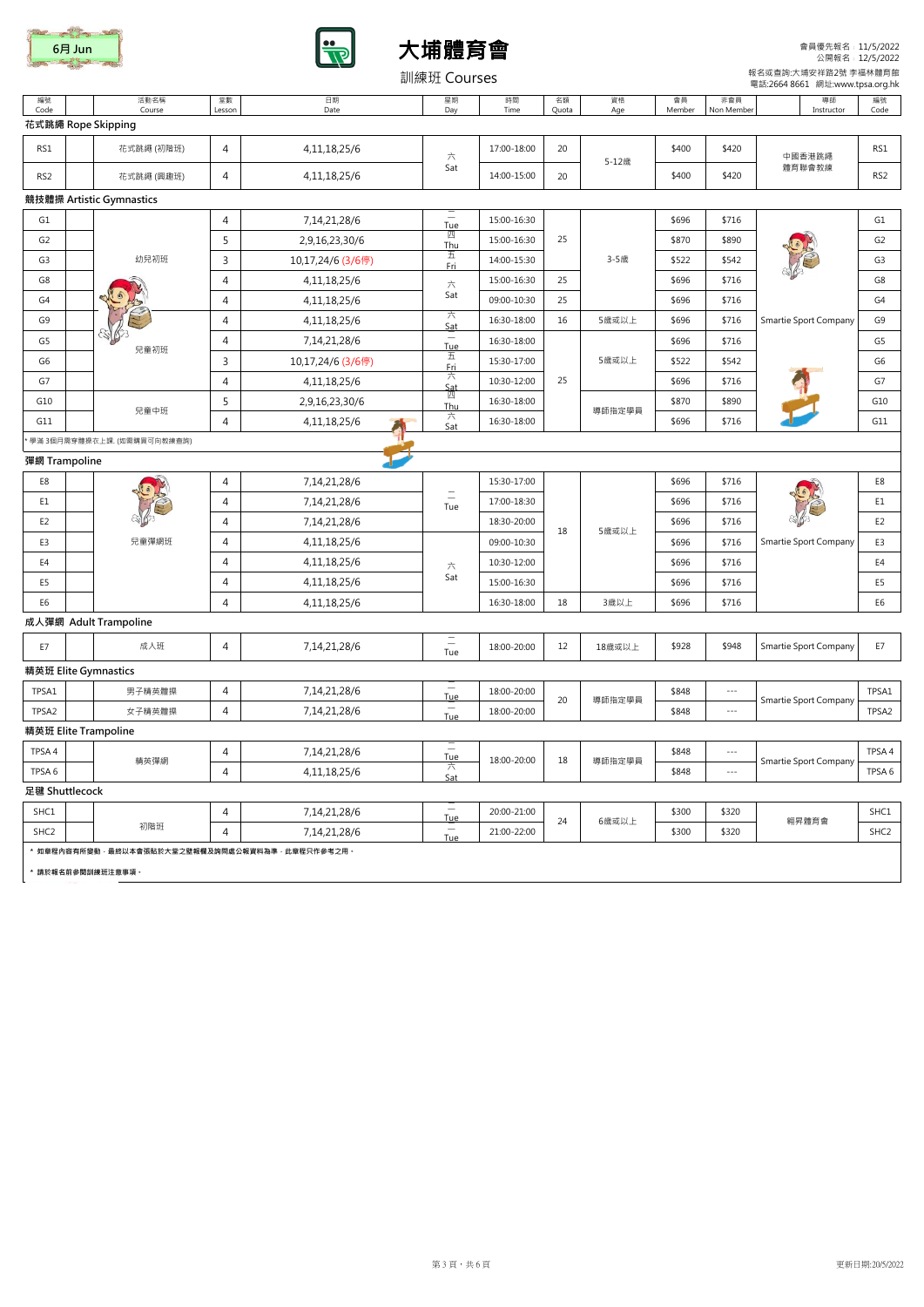6月 Jun

# 大埔體育會

訓練班 Courses

會員優先報名：11/5/2022
公開報名：12/5/2022
報名或查詢:大埔安祥路2號 李福林體育館
電話:2664 8661　網址:www.tpsa.org.hk

| 編號 Code | | 活動名稱 Course | 堂數 Lesson | 日期 Date | 星期 Day | 時間 Time | 名額 Quota | 資格 Age | 會員 Member | 非會員 Non Member | 導師 Instructor | 編號 Code |
|---|---|---|---|---|---|---|---|---|---|---|---|---|
| **花式跳繩 Rope Skipping** | | | | | | | | | | | | |
| RS1 | | 花式跳繩 (初階班) | 4 | 4,11,18,25/6 | 六 Sat | 17:00-18:00 | 20 | 5-12歲 | $400 | $420 | 中國香港跳繩體育聯會教練 | RS1 |
| RS2 | | 花式跳繩 (興趣班) | 4 | 4,11,18,25/6 | 六 Sat | 14:00-15:00 | 20 | 5-12歲 | $400 | $420 | 中國香港跳繩體育聯會教練 | RS2 |
| **競技體操 Artistic Gymnastics** | | | | | | | | | | | | |
| G1 | | 幼兒初班 | 4 | 7,14,21,28/6 | 二 Tue | 15:00-16:30 | 25 | 3-5歲 | $696 | $716 | Smartie Sport Company | G1 |
| G2 | | 幼兒初班 | 5 | 2,9,16,23,30/6 | 四 Thu | 15:00-16:30 | 25 | 3-5歲 | $870 | $890 | Smartie Sport Company | G2 |
| G3 | | 幼兒初班 | 3 | 10,17,24/6 (3/6停) | 五 Fri | 14:00-15:30 | 25 | 3-5歲 | $522 | $542 | Smartie Sport Company | G3 |
| G8 | | 幼兒初班 | 4 | 4,11,18,25/6 | 六 Sat | 15:00-16:30 | 25 | 3-5歲 | $696 | $716 | Smartie Sport Company | G8 |
| G4 | | 幼兒初班 | 4 | 4,11,18,25/6 | 六 Sat | 09:00-10:30 | 25 | 3-5歲 | $696 | $716 | Smartie Sport Company | G4 |
| G9 | | 兒童初班 | 4 | 4,11,18,25/6 | 六 Sat | 16:30-18:00 | 16 | 5歲或以上 | $696 | $716 | Smartie Sport Company | G9 |
| G5 | | 兒童初班 | 4 | 7,14,21,28/6 | 二 Tue | 16:30-18:00 | 25 | 5歲或以上 | $696 | $716 | Smartie Sport Company | G5 |
| G6 | | 兒童初班 | 3 | 10,17,24/6 (3/6停) | 五 Fri | 15:30-17:00 | 25 | 5歲或以上 | $522 | $542 | Smartie Sport Company | G6 |
| G7 | | 兒童初班 | 4 | 4,11,18,25/6 | 六 Sat | 10:30-12:00 | 25 | 5歲或以上 | $696 | $716 | Smartie Sport Company | G7 |
| G10 | | 兒童中班 | 5 | 2,9,16,23,30/6 | 四 Thu | 16:30-18:00 | 25 | 導師指定學員 | $870 | $890 | Smartie Sport Company | G10 |
| G11 | | 兒童中班 | 4 | 4,11,18,25/6 | 六 Sat | 16:30-18:00 | 25 | 導師指定學員 | $696 | $716 | Smartie Sport Company | G11 |
| **彈網 Trampoline** | | | | | | | | | | | | |
| E8 | | 兒童彈網班 | 4 | 7,14,21,28/6 | 二 Tue | 15:30-17:00 | 18 | 5歲或以上 | $696 | $716 | Smartie Sport Company | E8 |
| E1 | | 兒童彈網班 | 4 | 7,14,21,28/6 | 二 Tue | 17:00-18:30 | 18 | 5歲或以上 | $696 | $716 | Smartie Sport Company | E1 |
| E2 | | 兒童彈網班 | 4 | 7,14,21,28/6 | 二 Tue | 18:30-20:00 | 18 | 5歲或以上 | $696 | $716 | Smartie Sport Company | E2 |
| E3 | | 兒童彈網班 | 4 | 4,11,18,25/6 | 六 Sat | 09:00-10:30 | 18 | 5歲或以上 | $696 | $716 | Smartie Sport Company | E3 |
| E4 | | 兒童彈網班 | 4 | 4,11,18,25/6 | 六 Sat | 10:30-12:00 | 18 | 5歲或以上 | $696 | $716 | Smartie Sport Company | E4 |
| E5 | | 兒童彈網班 | 4 | 4,11,18,25/6 | 六 Sat | 15:00-16:30 | 18 | 5歲或以上 | $696 | $716 | Smartie Sport Company | E5 |
| E6 | | 兒童彈網班 | 4 | 4,11,18,25/6 | 六 Sat | 16:30-18:00 | 18 | 3歲以上 | $696 | $716 | Smartie Sport Company | E6 |
| **成人彈網 Adult Trampoline** | | | | | | | | | | | | |
| E7 | | 成人班 | 4 | 7,14,21,28/6 | 二 Tue | 18:00-20:00 | 12 | 18歲或以上 | $928 | $948 | Smartie Sport Company | E7 |
| **精英班 Elite Gymnastics** | | | | | | | | | | | | |
| TPSA1 | | 男子精英體操 | 4 | 7,14,21,28/6 | 二 Tue | 18:00-20:00 | 20 | 導師指定學員 | $848 | --- | Smartie Sport Company | TPSA1 |
| TPSA2 | | 女子精英體操 | 4 | 7,14,21,28/6 | 二 Tue | 18:00-20:00 | 20 | 導師指定學員 | $848 | --- | Smartie Sport Company | TPSA2 |
| **精英班 Elite Trampoline** | | | | | | | | | | | | |
| TPSA 4 | | 精英彈網 | 4 | 7,14,21,28/6 | 二 Tue | 18:00-20:00 | 18 | 導師指定學員 | $848 | --- | Smartie Sport Company | TPSA 4 |
| TPSA 6 | | 精英彈網 | 4 | 4,11,18,25/6 | 六 Sat | 18:00-20:00 | 18 | 導師指定學員 | $848 | --- | Smartie Sport Company | TPSA 6 |
| **毽毽 Shuttlecock** | | | | | | | | | | | | |
| SHC1 | | 初階班 | 4 | 7,14,21,28/6 | 二 Tue | 20:00-21:00 | 24 | 6歲或以上 | $300 | $320 | 翱昇體育會 | SHC1 |
| SHC2 | | 初階班 | 4 | 7,14,21,28/6 | 二 Tue | 21:00-22:00 | 24 | 6歲或以上 | $300 | $320 | 翱昇體育會 | SHC2 |

* 學滿 3個月需穿體操衣上課. (如需購買可向教練查詢)

* 如章程內容有所變動，最終以本會張貼於大堂之壁報欄及詢問處公報資料為準，此章程只作參考之用。

* 請於報名前參閱訓練班注意事項。

更新日期:20/5/2022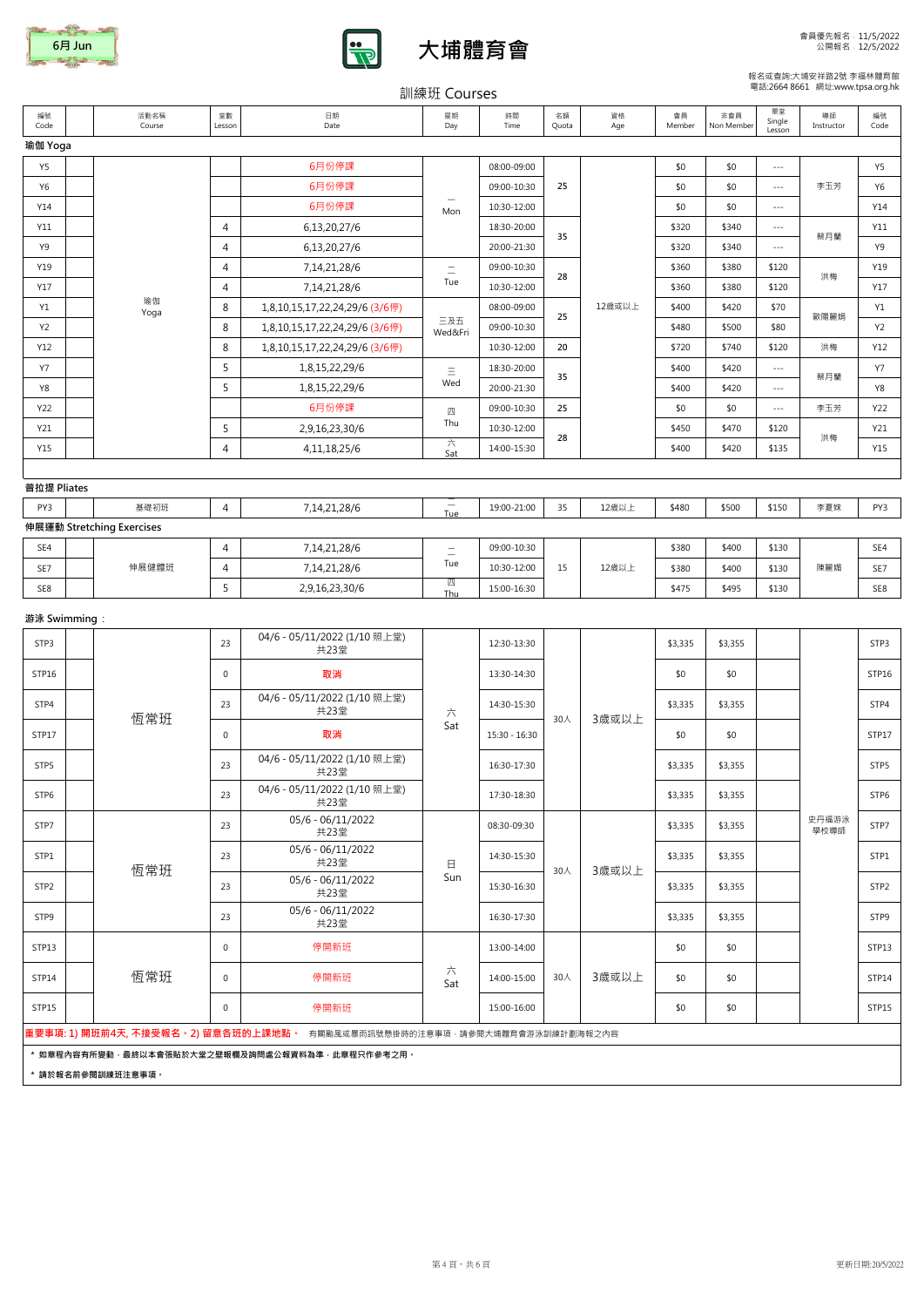6月 Jun

# 大埔體育會

會員優先報名：11/5/2022
公開報名：12/5/2022

報名或查詢:大埔安祥路2號 李福林體育館
電話:2664 8661 網址:www.tpsa.org.hk

## 訓練班 Courses

| 編號 Code | | 活動名稱 Course | 堂數 Lesson | 日期 Date | 星期 Day | 時間 Time | 名額 Quota | 資格 Age | 會員 Member | 非會員 Non Member | 單堂 Single Lesson | 導師 Instructor | 編號 Code |
|---|---|---|---|---|---|---|---|---|---|---|---|---|---|
| **瑜伽 Yoga** | | | | | | | | | | | | | |
| Y5 | | 瑜伽 Yoga | | 6月份停課 | 一 Mon | 08:00-09:00 | 25 | 12歲或以上 | $0 | $0 | --- | 李玉芳 | Y5 |
| Y6 | | | | 6月份停課 | | 09:00-10:30 | | | $0 | $0 | --- | | Y6 |
| Y14 | | | | 6月份停課 | | 10:30-12:00 | | | $0 | $0 | --- | | Y14 |
| Y11 | | | 4 | 6,13,20,27/6 | | 18:30-20:00 | 35 | | $320 | $340 | --- | 蔡月蘭 | Y11 |
| Y9 | | | 4 | 6,13,20,27/6 | | 20:00-21:30 | | | $320 | $340 | --- | | Y9 |
| Y19 | | | 4 | 7,14,21,28/6 | 二 Tue | 09:00-10:30 | 28 | | $360 | $380 | $120 | 洪梅 | Y19 |
| Y17 | | | 4 | 7,14,21,28/6 | | 10:30-12:00 | | | $360 | $380 | $120 | | Y17 |
| Y1 | | | 8 | 1,8,10,15,17,22,24,29/6 (3/6停) | 三及五 Wed&Fri | 08:00-09:00 | 25 | | $400 | $420 | $70 | 歐陽麗娟 | Y1 |
| Y2 | | | 8 | 1,8,10,15,17,22,24,29/6 (3/6停) | | 09:00-10:30 | | | $480 | $500 | $80 | | Y2 |
| Y12 | | | 8 | 1,8,10,15,17,22,24,29/6 (3/6停) | | 10:30-12:00 | 20 | | $720 | $740 | $120 | 洪梅 | Y12 |
| Y7 | | | 5 | 1,8,15,22,29/6 | 三 Wed | 18:30-20:00 | 35 | | $400 | $420 | --- | 蔡月蘭 | Y7 |
| Y8 | | | 5 | 1,8,15,22,29/6 | | 20:00-21:30 | | | $400 | $420 | --- | | Y8 |
| Y22 | | | | 6月份停課 | 四 Thu | 09:00-10:30 | 25 | | $0 | $0 | --- | 李玉芳 | Y22 |
| Y21 | | | 5 | 2,9,16,23,30/6 | | 10:30-12:00 | 28 | | $450 | $470 | $120 | 洪梅 | Y21 |
| Y15 | | | 4 | 4,11,18,25/6 | 六 Sat | 14:00-15:30 | | | $400 | $420 | $135 | | Y15 |
| **普拉提 Pliates** | | | | | | | | | | | | | |
| PY3 | | 基礎初班 | 4 | 7,14,21,28/6 | 二 Tue | 19:00-21:00 | 35 | 12歲以上 | $480 | $500 | $150 | 李夏妹 | PY3 |
| **伸展運動 Stretching Exercises** | | | | | | | | | | | | | |
| SE4 | | 伸展健體班 | 4 | 7,14,21,28/6 | 二 Tue | 09:00-10:30 | 15 | 12歲以上 | $380 | $400 | $130 | 陳麗娟 | SE4 |
| SE7 | | | 4 | 7,14,21,28/6 | | 10:30-12:00 | | | $380 | $400 | $130 | | SE7 |
| SE8 | | | 5 | 2,9,16,23,30/6 | 四 Thu | 15:00-16:30 | | | $475 | $495 | $130 | | SE8 |
| **游泳 Swimming：** | | | | | | | | | | | | | |
| STP3 | | 恆常班 | 23 | 04/6 - 05/11/2022 (1/10 照上堂) 共23堂 | 六 Sat | 12:30-13:30 | 30人 | 3歲或以上 | $3,335 | $3,355 | | 史丹福游泳學校導師 | STP3 |
| STP16 | | | 0 | 取消 | | 13:30-14:30 | | | $0 | $0 | | | STP16 |
| STP4 | | | 23 | 04/6 - 05/11/2022 (1/10 照上堂) 共23堂 | | 14:30-15:30 | | | $3,335 | $3,355 | | | STP4 |
| STP17 | | | 0 | 取消 | | 15:30 - 16:30 | | | $0 | $0 | | | STP17 |
| STP5 | | | 23 | 04/6 - 05/11/2022 (1/10 照上堂) 共23堂 | | 16:30-17:30 | | | $3,335 | $3,355 | | | STP5 |
| STP6 | | | 23 | 04/6 - 05/11/2022 (1/10 照上堂) 共23堂 | | 17:30-18:30 | | | $3,335 | $3,355 | | | STP6 |
| STP7 | | 恆常班 | 23 | 05/6 - 06/11/2022 共23堂 | 日 Sun | 08:30-09:30 | 30人 | 3歲或以上 | $3,335 | $3,355 | | | STP7 |
| STP1 | | | 23 | 05/6 - 06/11/2022 共23堂 | | 14:30-15:30 | | | $3,335 | $3,355 | | | STP1 |
| STP2 | | | 23 | 05/6 - 06/11/2022 共23堂 | | 15:30-16:30 | | | $3,335 | $3,355 | | | STP2 |
| STP9 | | | 23 | 05/6 - 06/11/2022 共23堂 | | 16:30-17:30 | | | $3,335 | $3,355 | | | STP9 |
| STP13 | | 恆常班 | 0 | 停開新班 | 六 Sat | 13:00-14:00 | 30人 | 3歲或以上 | $0 | $0 | | | STP13 |
| STP14 | | | 0 | 停開新班 | | 14:00-15:00 | | | $0 | $0 | | | STP14 |
| STP15 | | | 0 | 停開新班 | | 15:00-16:00 | | | $0 | $0 | | | STP15 |

**重要事項: 1) 開班前4天, 不接受報名。2) 留意各班的上課地點。** 有關颱風或暴雨訊號懸掛時的注意事項，請參閱大埔體育會游泳訓練計劃海報之內容

**＊ 如章程內容有所變動，最終以本會張貼於大堂之壁報欄及詢問處公報資料為準，此章程只作參考之用。**

**＊ 請於報名前參閱訓練班注意事項。**

更新日期:20/5/2022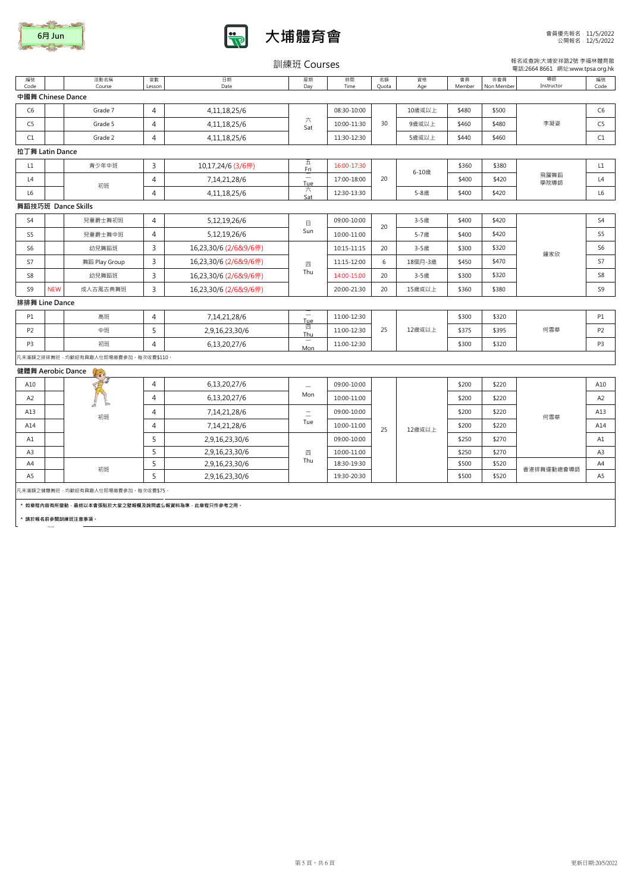6月 Jun

# 大埔體育會

會員優先報名 11/5/2022
公開報名 12/5/2022

## 訓練班 Courses

報名或查詢:大埔安祥路2號 李福林體育館
電話:2664 8661 網址:www.tpsa.org.hk

| 編號 Code | | 活動名稱 Course | 堂數 Lesson | 日期 Date | 星期 Day | 時間 Time | 名額 Quota | 資格 Age | 會員 Member | 非會員 Non Member | 導師 Instructor | 編號 Code |
|---|---|---|---|---|---|---|---|---|---|---|---|---|
| **中國舞 Chinese Dance** | | | | | | | | | | | | |
| C6 | | Grade 7 | 4 | 4,11,18,25/6 | 六 Sat | 08:30-10:00 | 30 | 10歲或以上 | $480 | $500 | 李凝姿 | C6 |
| C5 | | Grade 5 | 4 | 4,11,18,25/6 | 六 Sat | 10:00-11:30 | 30 | 9歲或以上 | $460 | $480 | 李凝姿 | C5 |
| C1 | | Grade 2 | 4 | 4,11,18,25/6 | 六 Sat | 11:30-12:30 | 30 | 5歲或以上 | $440 | $460 | 李凝姿 | C1 |
| **拉丁舞 Latin Dance** | | | | | | | | | | | | |
| L1 | | 青少年中班 | 3 | 10,17,24/6 (3/6停) | 五 Fri | 16:00-17:30 | 20 | 6-10歲 | $360 | $380 | 飛躍舞蹈學院導師 | L1 |
| L4 | | 初班 | 4 | 7,14,21,28/6 | 二 Tue | 17:00-18:00 | 20 | 6-10歲 | $400 | $420 | 飛躍舞蹈學院導師 | L4 |
| L6 | | 初班 | 4 | 4,11,18,25/6 | 六 Sat | 12:30-13:30 | 20 | 5-8歲 | $400 | $420 | 飛躍舞蹈學院導師 | L6 |
| **舞蹈技巧班 Dance Skills** | | | | | | | | | | | | |
| S4 | | 兒童爵士舞初班 | 4 | 5,12,19,26/6 | 日 Sun | 09:00-10:00 | 20 | 3-5歲 | $400 | $420 | 鍾家欣 | S4 |
| S5 | | 兒童爵士舞中班 | 4 | 5,12,19,26/6 | 日 Sun | 10:00-11:00 | 20 | 5-7歲 | $400 | $420 | 鍾家欣 | S5 |
| S6 | | 幼兒舞蹈班 | 3 | 16,23,30/6 (2/6&9/6停) | 四 Thu | 10:15-11:15 | 20 | 3-5歲 | $300 | $320 | 鍾家欣 | S6 |
| S7 | | 舞蹈 Play Group | 3 | 16,23,30/6 (2/6&9/6停) | 四 Thu | 11:15-12:00 | 6 | 18個月-3歲 | $450 | $470 | 鍾家欣 | S7 |
| S8 | | 幼兒舞蹈班 | 3 | 16,23,30/6 (2/6&9/6停) | 四 Thu | 14:00-15:00 | 20 | 3-5歲 | $300 | $320 | 鍾家欣 | S8 |
| S9 | NEW | 成人古風古典舞班 | 3 | 16,23,30/6 (2/6&9/6停) | 四 Thu | 20:00-21:30 | 20 | 15歲或以上 | $360 | $380 | 鍾家欣 | S9 |
| **排排舞 Line Dance** | | | | | | | | | | | | |
| P1 | | 高班 | 4 | 7,14,21,28/6 | 二 Tue | 11:00-12:30 | 25 | 12歲或以上 | $300 | $320 | 何雪華 | P1 |
| P2 | | 中班 | 5 | 2,9,16,23,30/6 | 四 Thu | 11:00-12:30 | 25 | 12歲或以上 | $375 | $395 | 何雪華 | P2 |
| P3 | | 初班 | 4 | 6,13,20,27/6 | 一 Mon | 11:00-12:30 | 25 | 12歲或以上 | $300 | $320 | 何雪華 | P3 |
| 凡未滿額之排排舞班，均歡迎有興趣人仕即場繳費參加，每次收費$110。 | | | | | | | | | | | | |
| **健體舞 Aerobic Dance** | | | | | | | | | | | | |
| A10 | | 初班 | 4 | 6,13,20,27/6 | 一 Mon | 09:00-10:00 | 25 | 12歲或以上 | $200 | $220 | 何雪華 | A10 |
| A2 | | 初班 | 4 | 6,13,20,27/6 | 一 Mon | 10:00-11:00 | 25 | 12歲或以上 | $200 | $220 | 何雪華 | A2 |
| A13 | | 初班 | 4 | 7,14,21,28/6 | 二 Tue | 09:00-10:00 | 25 | 12歲或以上 | $200 | $220 | 何雪華 | A13 |
| A14 | | 初班 | 4 | 7,14,21,28/6 | 二 Tue | 10:00-11:00 | 25 | 12歲或以上 | $200 | $220 | 何雪華 | A14 |
| A1 | | 初班 | 5 | 2,9,16,23,30/6 | 四 Thu | 09:00-10:00 | 25 | 12歲或以上 | $250 | $270 | 何雪華 | A1 |
| A3 | | 初班 | 5 | 2,9,16,23,30/6 | 四 Thu | 10:00-11:00 | 25 | 12歲或以上 | $250 | $270 | 何雪華 | A3 |
| A4 | | 初班 | 5 | 2,9,16,23,30/6 | 四 Thu | 18:30-19:30 | 25 | 12歲或以上 | $500 | $520 | 香港排舞運動總會導師 | A4 |
| A5 | | 初班 | 5 | 2,9,16,23,30/6 | 四 Thu | 19:30-20:30 | 25 | 12歲或以上 | $500 | $520 | 香港排舞運動總會導師 | A5 |
| 凡未滿額之健體舞班，均歡迎有興趣人仕即場繳費參加，每次收費$75。 | | | | | | | | | | | | |

* 如章程內容有所變動，最終以本會張貼於大堂之壁報欄及詢問處公報資料為準，此章程只作參考之用。
* 請於報名前參閱訓練班注意事項。

更新日期:20/5/2022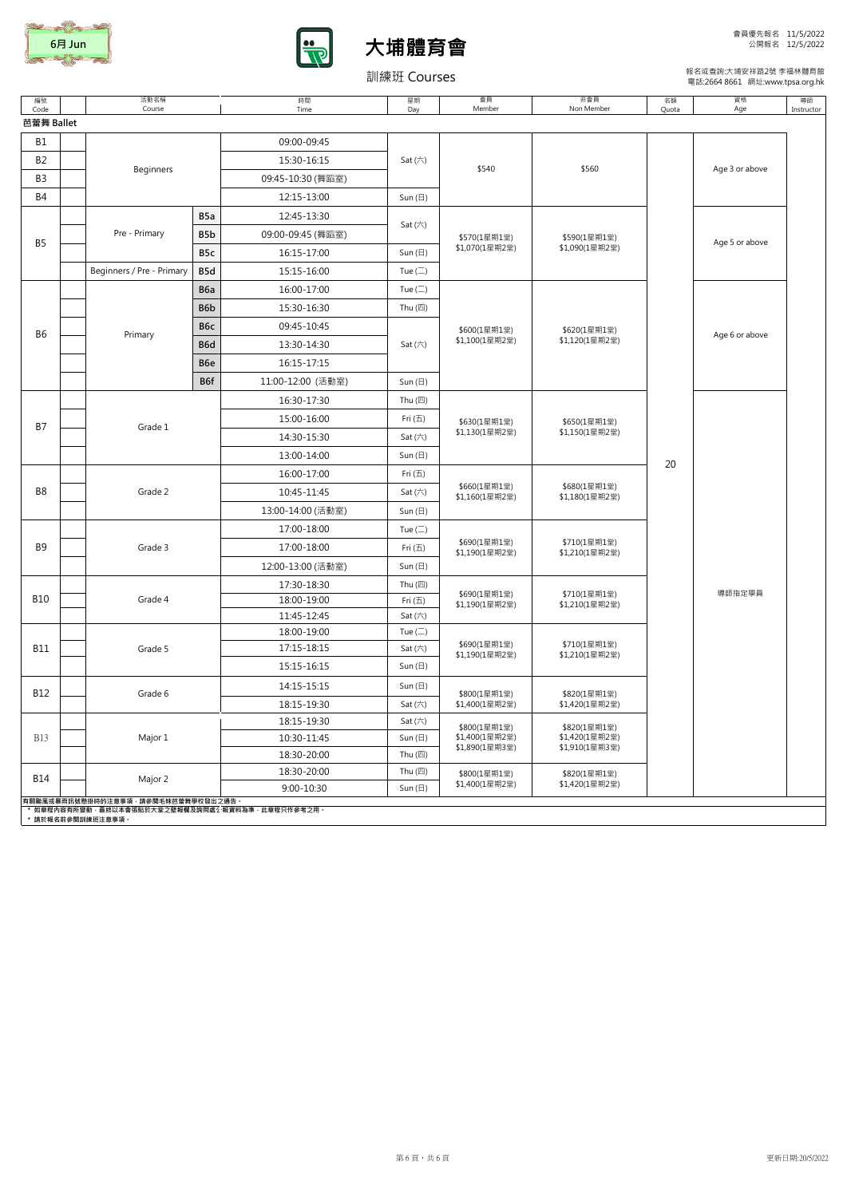6月 Jun

# 大埔體育會

訓練班 Courses

會員優先報名 11/5/2022
公開報名 12/5/2022

報名或查詢:大埔安祥路2號 李福林體育館
電話:2664 8661 網址:www.tpsa.org.hk

| 編號 Code | | 活動名稱 Course | | 時間 Time | 星期 Day | 會員 Member | 非會員 Non Member | 名額 Quota | 資格 Age | 導師 Instructor |
|---|---|---|---|---|---|---|---|---|---|---|
| **芭蕾舞 Ballet** | | | | | | | | | | |
| B1 | | Beginners | | 09:00-09:45 | Sat (六) | $540 | $560 | 20 | Age 3 or above | |
| B2 | | | | 15:30-16:15 | | | | | | |
| B3 | | | | 09:45-10:30 (舞蹈室) | | | | | | |
| B4 | | | | 12:15-13:00 | Sun (日) | | | | | |
| B5 | | Pre - Primary | B5a | 12:45-13:30 | Sat (六) | $570(1星期1堂) $1,070(1星期2堂) | $590(1星期1堂) $1,090(1星期2堂) | | Age 5 or above | |
| | | | B5b | 09:00-09:45 (舞蹈室) | | | | | | |
| | | | B5c | 16:15-17:00 | Sun (日) | | | | | |
| | | Beginners / Pre - Primary | B5d | 15:15-16:00 | Tue (二) | | | | | |
| B6 | | Primary | B6a | 16:00-17:00 | Tue (二) | $600(1星期1堂) $1,100(1星期2堂) | $620(1星期1堂) $1,120(1星期2堂) | | Age 6 or above | |
| | | | B6b | 15:30-16:30 | Thu (四) | | | | | |
| | | | B6c | 09:45-10:45 | Sat (六) | | | | | |
| | | | B6d | 13:30-14:30 | | | | | | |
| | | | B6e | 16:15-17:15 | | | | | | |
| | | | B6f | 11:00-12:00 (活動室) | Sun (日) | | | | | |
| B7 | | Grade 1 | | 16:30-17:30 | Thu (四) | $630(1星期1堂) $1,130(1星期2堂) | $650(1星期1堂) $1,150(1星期2堂) | | 導師指定學員 | |
| | | | | 15:00-16:00 | Fri (五) | | | | | |
| | | | | 14:30-15:30 | Sat (六) | | | | | |
| | | | | 13:00-14:00 | Sun (日) | | | | | |
| B8 | | Grade 2 | | 16:00-17:00 | Fri (五) | $660(1星期1堂) $1,160(1星期2堂) | $680(1星期1堂) $1,180(1星期2堂) | | | |
| | | | | 10:45-11:45 | Sat (六) | | | | | |
| | | | | 13:00-14:00 (活動室) | Sun (日) | | | | | |
| B9 | | Grade 3 | | 17:00-18:00 | Tue (二) | $690(1星期1堂) $1,190(1星期2堂) | $710(1星期1堂) $1,210(1星期2堂) | | | |
| | | | | 17:00-18:00 | Fri (五) | | | | | |
| | | | | 12:00-13:00 (活動室) | Sun (日) | | | | | |
| B10 | | Grade 4 | | 17:30-18:30 | Thu (四) | $690(1星期1堂) $1,190(1星期2堂) | $710(1星期1堂) $1,210(1星期2堂) | | | |
| | | | | 18:00-19:00 | Fri (五) | | | | | |
| | | | | 11:45-12:45 | Sat (六) | | | | | |
| B11 | | Grade 5 | | 18:00-19:00 | Tue (二) | $690(1星期1堂) $1,190(1星期2堂) | $710(1星期1堂) $1,210(1星期2堂) | | | |
| | | | | 17:15-18:15 | Sat (六) | | | | | |
| | | | | 15:15-16:15 | Sun (日) | | | | | |
| B12 | | Grade 6 | | 14:15-15:15 | Sun (日) | $800(1星期1堂) $1,400(1星期2堂) | $820(1星期1堂) $1,420(1星期2堂) | | | |
| | | | | 18:15-19:30 | Sat (六) | | | | | |
| B13 | | Major 1 | | 18:15-19:30 | Sat (六) | $800(1星期1堂) $1,400(1星期2堂) $1,890(1星期3堂) | $820(1星期1堂) $1,420(1星期2堂) $1,910(1星期3堂) | | | |
| | | | | 10:30-11:45 | Sun (日) | | | | | |
| | | | | 18:30-20:00 | Thu (四) | | | | | |
| B14 | | Major 2 | | 18:30-20:00 | Thu (四) | $800(1星期1堂) $1,400(1星期2堂) | $820(1星期1堂) $1,420(1星期2堂) | | | |
| | | | | 9:00-10:30 | Sun (日) | | | | | |

有關颱風或暴雨訊號懸掛時的注意事項，請參閱毛妹芭蕾舞學校發出之通告。

* 如章程內容有所變動，最終以本會張貼於大堂之壁報欄及詢問處之報資料為準，此章程只作參考之用。

* 請於報名前參閱訓練班注意事項。

更新日期:20/5/2022